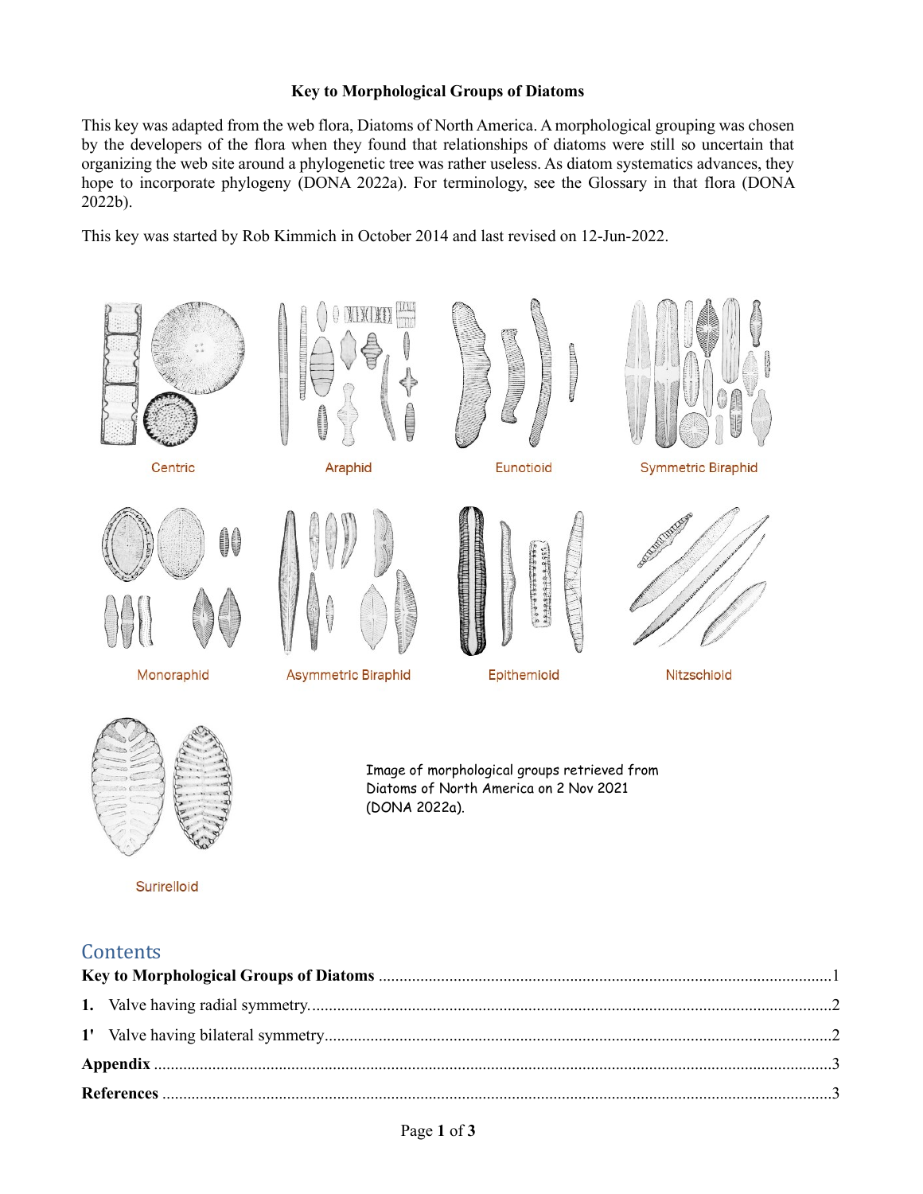# Key to Morphological Groups of Diatoms

This key was adapted from the web flora, Diatoms of North America. A morphological grouping was chosen by the developers of the flora when they found that relationships of diatoms were still so uncertain that organizing the web site around a phylogenetic tree was rather useless. As diatom systematics advances, they hope to incorporate phylogeny (DONA 2022a). For terminology, see the Glossary in that flora (DONA 2022b).

This key was started by Rob Kimmich in October 2014 and last revised on 12-Jun-2022.

Centric

Araphid

Eunotioid

Symmetric Biraphid

Monoraphid

Asymmetric Biraphid

Epithemioid

Nitzschioid

Surirelloid

Image of morphological groups retrieved from Diatoms of North America on 2 Nov 2021 (DONA 2022a).

## Contents

**Key to Morphological Groups of Diatoms** .......... 1

**1.** Valve having radial symmetry .......... 2

**1'** Valve having bilateral symmetry .......... 2

**Appendix** .......... 3

**References** .......... 3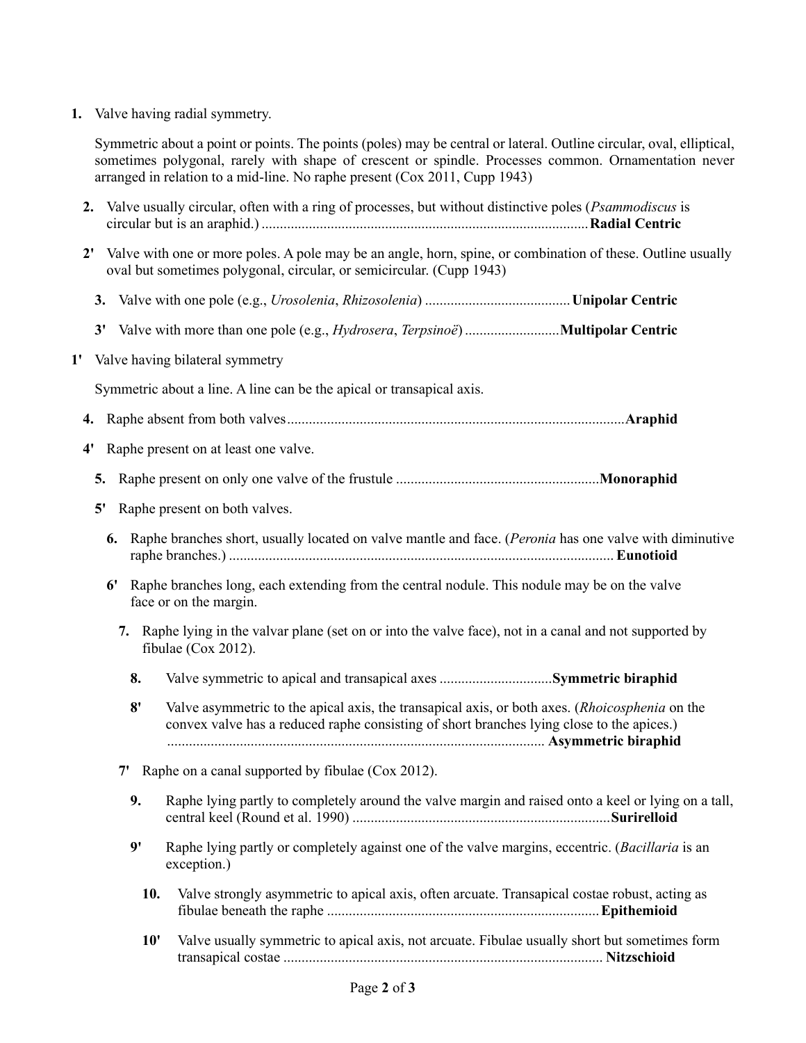**1.** Valve having radial symmetry.

Symmetric about a point or points. The points (poles) may be central or lateral. Outline circular, oval, elliptical, sometimes polygonal, rarely with shape of crescent or spindle. Processes common. Ornamentation never arranged in relation to a mid-line. No raphe present (Cox 2011, Cupp 1943)

- **2.** Valve usually circular, often with a ring of processes, but without distinctive poles (*Psammodiscus* is circular but is an araphid.) ........................................................................................**Radial Centric**

- **2'** Valve with one or more poles. A pole may be an angle, horn, spine, or combination of these. Outline usually oval but sometimes polygonal, circular, or semicircular. (Cupp 1943)

  - **3.** Valve with one pole (e.g., *Urosolenia*, *Rhizosolenia*) .......................................**Unipolar Centric**

  - **3'** Valve with more than one pole (e.g., *Hydrosera*, *Terpsinoë*) ..........................**Multipolar Centric**

**1'** Valve having bilateral symmetry

Symmetric about a line. A line can be the apical or transapical axis.

- **4.** Raphe absent from both valves...........................................................................................**Araphid**

- **4'** Raphe present on at least one valve.

  - **5.** Raphe present on only one valve of the frustule .......................................................**Monoraphid**

  - **5'** Raphe present on both valves.

    - **6.** Raphe branches short, usually located on valve mantle and face. (*Peronia* has one valve with diminutive raphe branches.) ......................................................................................................... **Eunotioid**

    - **6'** Raphe branches long, each extending from the central nodule. This nodule may be on the valve face or on the margin.

      - **7.** Raphe lying in the valvar plane (set on or into the valve face), not in a canal and not supported by fibulae (Cox 2012).

        - **8.** Valve symmetric to apical and transapical axes ..............................**Symmetric biraphid**

        - **8'** Valve asymmetric to the apical axis, the transapical axis, or both axes. (*Rhoicosphenia* on the convex valve has a reduced raphe consisting of short branches lying close to the apices.) ....................................................................................................... **Asymmetric biraphid**

      - **7'** Raphe on a canal supported by fibulae (Cox 2012).

        - **9.** Raphe lying partly to completely around the valve margin and raised onto a keel or lying on a tall, central keel (Round et al. 1990) .......................................................................**Surirelloid**

        - **9'** Raphe lying partly or completely against one of the valve margins, eccentric. (*Bacillaria* is an exception.)

          - **10.** Valve strongly asymmetric to apical axis, often arcuate. Transapical costae robust, acting as fibulae beneath the raphe .........................................................................**Epithemioid**

          - **10'** Valve usually symmetric to apical axis, not arcuate. Fibulae usually short but sometimes form transapical costae ....................................................................................... **Nitzschioid**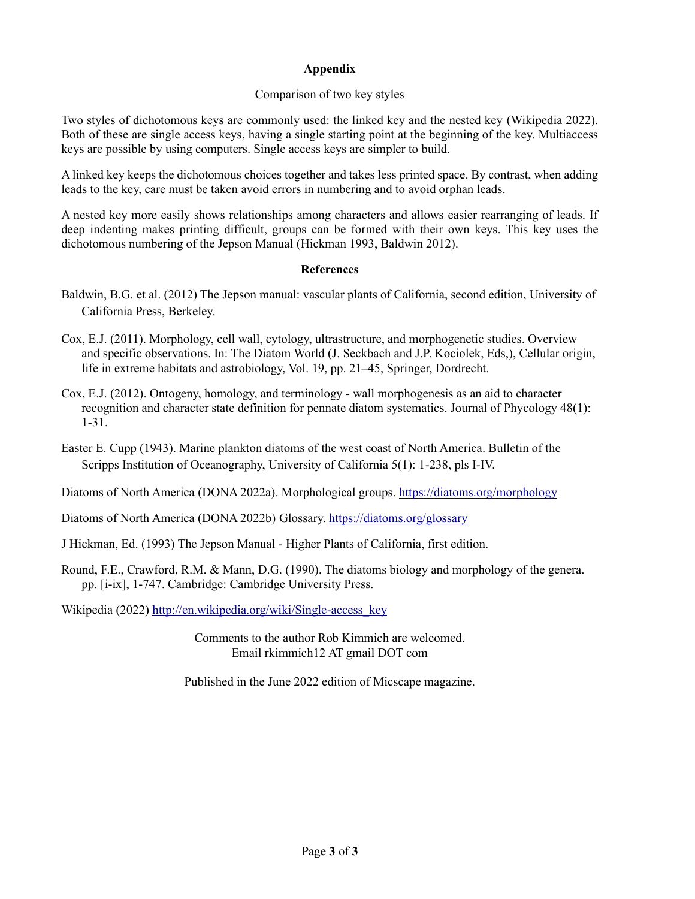## Appendix

Comparison of two key styles

Two styles of dichotomous keys are commonly used: the linked key and the nested key (Wikipedia 2022). Both of these are single access keys, having a single starting point at the beginning of the key. Multiaccess keys are possible by using computers. Single access keys are simpler to build.

A linked key keeps the dichotomous choices together and takes less printed space. By contrast, when adding leads to the key, care must be taken avoid errors in numbering and to avoid orphan leads.

A nested key more easily shows relationships among characters and allows easier rearranging of leads. If deep indenting makes printing difficult, groups can be formed with their own keys. This key uses the dichotomous numbering of the Jepson Manual (Hickman 1993, Baldwin 2012).

## References

Baldwin, B.G. et al. (2012) The Jepson manual: vascular plants of California, second edition, University of California Press, Berkeley.

Cox, E.J. (2011). Morphology, cell wall, cytology, ultrastructure, and morphogenetic studies. Overview and specific observations. In: The Diatom World (J. Seckbach and J.P. Kociolek, Eds,), Cellular origin, life in extreme habitats and astrobiology, Vol. 19, pp. 21–45, Springer, Dordrecht.

Cox, E.J. (2012). Ontogeny, homology, and terminology - wall morphogenesis as an aid to character recognition and character state definition for pennate diatom systematics. Journal of Phycology 48(1): 1-31.

Easter E. Cupp (1943). Marine plankton diatoms of the west coast of North America. Bulletin of the Scripps Institution of Oceanography, University of California 5(1): 1-238, pls I-IV.

Diatoms of North America (DONA 2022a). Morphological groups. https://diatoms.org/morphology

Diatoms of North America (DONA 2022b) Glossary. https://diatoms.org/glossary

J Hickman, Ed. (1993) The Jepson Manual - Higher Plants of California, first edition.

Round, F.E., Crawford, R.M. & Mann, D.G. (1990). The diatoms biology and morphology of the genera. pp. [i-ix], 1-747. Cambridge: Cambridge University Press.

Wikipedia (2022) http://en.wikipedia.org/wiki/Single-access_key

Comments to the author Rob Kimmich are welcomed.
Email rkimmich12 AT gmail DOT com

Published in the June 2022 edition of Micscape magazine.